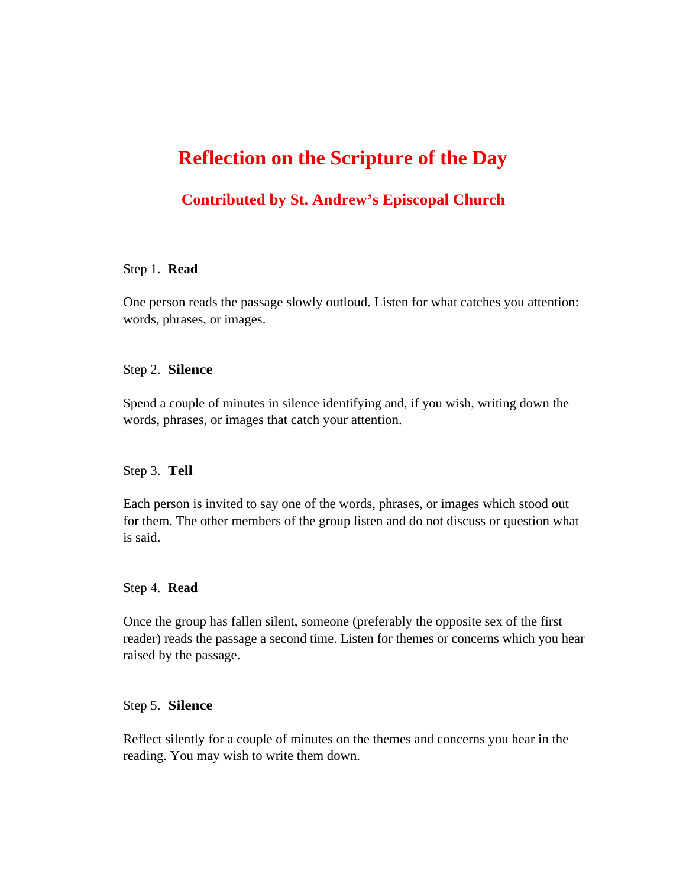# Reflection on the Scripture of the Day

## Contributed by St. Andrew's Episcopal Church

Step 1. **Read**

One person reads the passage slowly outloud. Listen for what catches you attention: words, phrases, or images.

Step 2. **Silence**

Spend a couple of minutes in silence identifying and, if you wish, writing down the words, phrases, or images that catch your attention.

Step 3. **Tell**

Each person is invited to say one of the words, phrases, or images which stood out for them. The other members of the group listen and do not discuss or question what is said.

Step 4. **Read**

Once the group has fallen silent, someone (preferably the opposite sex of the first reader) reads the passage a second time. Listen for themes or concerns which you hear raised by the passage.

Step 5. **Silence**

Reflect silently for a couple of minutes on the themes and concerns you hear in the reading. You may wish to write them down.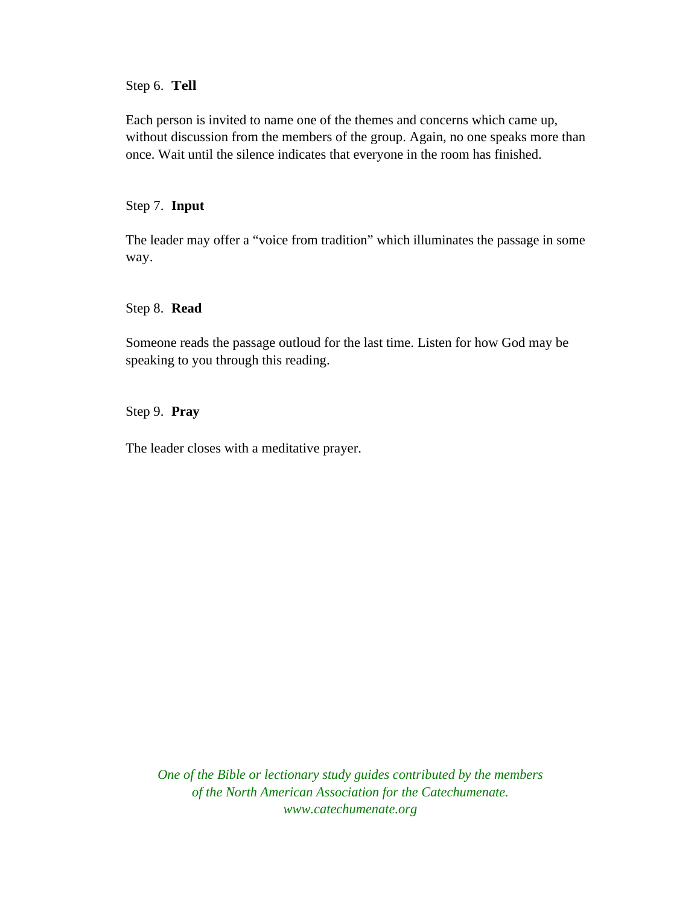Step 6. **Tell**

Each person is invited to name one of the themes and concerns which came up, without discussion from the members of the group. Again, no one speaks more than once. Wait until the silence indicates that everyone in the room has finished.

Step 7. **Input**

The leader may offer a "voice from tradition" which illuminates the passage in some way.

Step 8. **Read**

Someone reads the passage outloud for the last time. Listen for how God may be speaking to you through this reading.

Step 9. **Pray**

The leader closes with a meditative prayer.

*One of the Bible or lectionary study guides contributed by the members of the North American Association for the Catechumenate.*
*www.catechumenate.org*